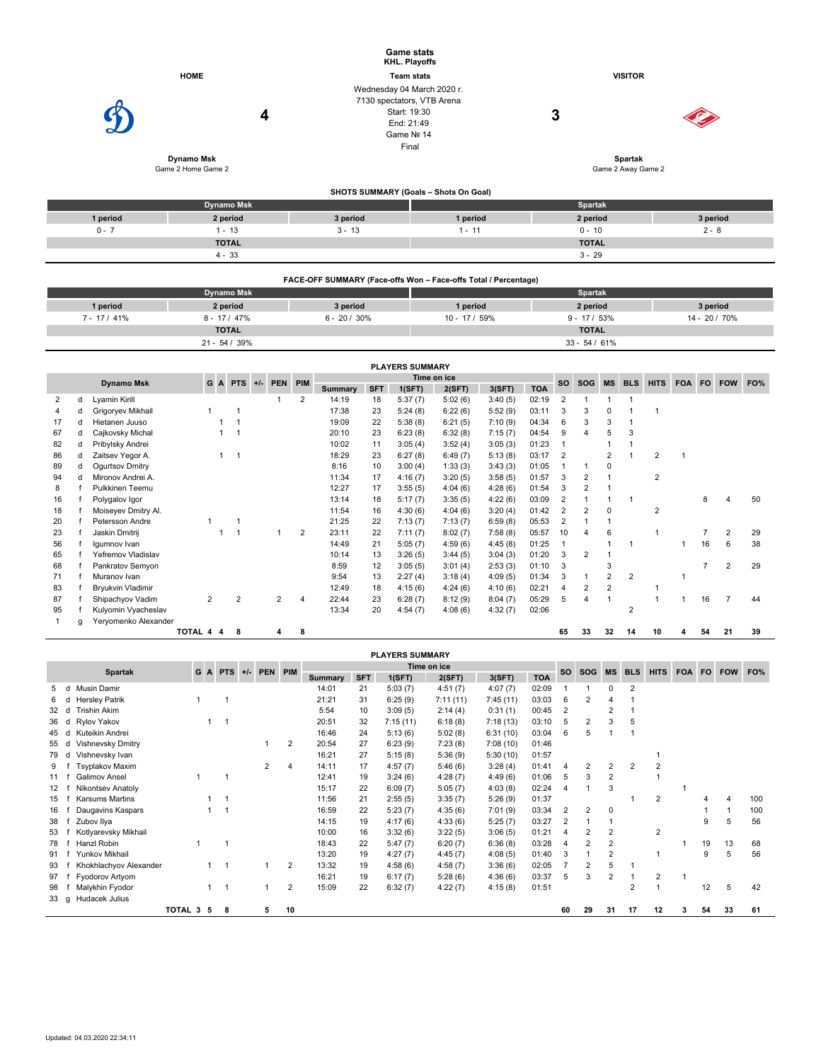# Game stats
**KHL. Playoffs**

| HOME | Team stats | VISITOR |
|---|---|---|
| **Dynamo Msk** | Wednesday 04 March 2020 г. | **Spartak** |
| Game 2 Home Game 2 | 7130 spectators, VTB Arena | Game 2 Away Game 2 |
| **4** | Start: 19:30 | **3** |
| | End: 21:49 | |
| | Game № 14 | |
| | Final | |

## SHOTS SUMMARY (Goals – Shots On Goal)

| Dynamo Msk | | | Spartak | | |
|---|---|---|---|---|---|
| 1 period | 2 period | 3 period | 1 period | 2 period | 3 period |
| 0 - 7 | 1 - 13 | 3 - 13 | 1 - 11 | 0 - 10 | 2 - 8 |
| TOTAL | | | TOTAL | | |
| 4 - 33 | | | 3 - 29 | | |

## FACE-OFF SUMMARY (Face-offs Won – Face-offs Total / Percentage)

| Dynamo Msk | | | Spartak | | |
|---|---|---|---|---|---|
| 1 period | 2 period | 3 period | 1 period | 2 period | 3 period |
| 7 - 17 / 41% | 8 - 17 / 47% | 6 - 20 / 30% | 10 - 17 / 59% | 9 - 17 / 53% | 14 - 20 / 70% |
| TOTAL | | | TOTAL | | |
| 21 - 54 / 39% | | | 33 - 54 / 61% | | |

## PLAYERS SUMMARY

| # | | Dynamo Msk | G | A | PTS | +/- | PEN | PIM | Time on ice Summary | SFT | 1(SFT) | 2(SFT) | 3(SFT) | TOA | SO | SOG | MS | BLS | HITS | FOA | FO | FOW | FO% |
|---|---|---|---|---|---|---|---|---|---|---|---|---|---|---|---|---|---|---|---|---|---|---|---|
| 2 | d | Lyamin Kirill | | | | | 1 | 2 | 14:19 | 18 | 5:37 (7) | 5:02 (6) | 3:40 (5) | 02:19 | 2 | 1 | 1 | 1 | | | | | |
| 4 | d | Grigoryev Mikhail | 1 | | 1 | | | | 17:38 | 23 | 5:24 (8) | 6:22 (6) | 5:52 (9) | 03:11 | 3 | 3 | 0 | 1 | 1 | | | | |
| 17 | d | Hietanen Juuso | | 1 | 1 | | | | 19:09 | 22 | 5:38 (8) | 6:21 (5) | 7:10 (9) | 04:34 | 6 | 3 | 3 | 1 | | | | | |
| 67 | d | Cajkovsky Michal | | 1 | 1 | | | | 20:10 | 23 | 6:23 (8) | 6:32 (8) | 7:15 (7) | 04:54 | 9 | 4 | 5 | 3 | | | | | |
| 82 | d | Pribylsky Andrei | | | | | | | 10:02 | 11 | 3:05 (4) | 3:52 (4) | 3:05 (3) | 01:23 | 1 | | 1 | 1 | | | | | |
| 86 | d | Zaitsev Yegor A. | | 1 | 1 | | | | 18:29 | 23 | 6:27 (8) | 6:49 (7) | 5:13 (8) | 03:17 | 2 | | 2 | 1 | 2 | 1 | | | |
| 89 | d | Ogurtsov Dmitry | | | | | | | 8:16 | 10 | 3:00 (4) | 1:33 (3) | 3:43 (3) | 01:05 | 1 | 1 | 0 | | | | | | |
| 94 | d | Mironov Andrei A. | | | | | | | 11:34 | 17 | 4:16 (7) | 3:20 (5) | 3:58 (5) | 01:57 | 3 | 2 | 1 | | 2 | | | | |
| 8 | f | Pulkkinen Teemu | | | | | | | 12:27 | 17 | 3:55 (5) | 4:04 (6) | 4:28 (6) | 01:54 | 3 | 2 | 1 | | | | | | |
| 16 | f | Polygalov Igor | | | | | | | 13:14 | 18 | 5:17 (7) | 3:35 (5) | 4:22 (6) | 03:09 | 2 | 1 | 1 | 1 | | | 8 | 4 | 50 |
| 18 | f | Moiseyev Dmitry Al. | | | | | | | 11:54 | 16 | 4:30 (6) | 4:04 (6) | 3:20 (4) | 01:42 | 2 | 2 | 0 | | 2 | | | | |
| 20 | f | Petersson Andre | 1 | | 1 | | | | 21:25 | 22 | 7:13 (7) | 7:13 (7) | 6:59 (8) | 05:53 | 2 | 1 | 1 | | | | | | |
| 23 | f | Jaskin Dmitrij | | 1 | 1 | | 1 | 2 | 23:11 | 22 | 7:11 (7) | 8:02 (7) | 7:58 (8) | 05:57 | 10 | 4 | 6 | | 1 | | 7 | 2 | 29 |
| 56 | f | Igumnov Ivan | | | | | | | 14:49 | 21 | 5:05 (7) | 4:59 (6) | 4:45 (8) | 01:25 | 1 | | 1 | 1 | | 1 | 16 | 6 | 38 |
| 65 | f | Yefremov Vladislav | | | | | | | 10:14 | 13 | 3:26 (5) | 3:44 (5) | 3:04 (3) | 01:20 | 3 | 2 | 1 | | | | | | |
| 68 | f | Pankratov Semyon | | | | | | | 8:59 | 12 | 3:05 (5) | 3:01 (4) | 2:53 (3) | 01:10 | 3 | | 3 | | | | 7 | 2 | 29 |
| 71 | f | Muranov Ivan | | | | | | | 9:54 | 13 | 2:27 (4) | 3:18 (4) | 4:09 (5) | 01:34 | 3 | 1 | 2 | 2 | | 1 | | | |
| 83 | f | Bryukvin Vladimir | | | | | | | 12:49 | 18 | 4:15 (6) | 4:24 (6) | 4:10 (6) | 02:21 | 4 | 2 | 2 | | 1 | | | | |
| 87 | f | Shipachyov Vadim | 2 | | 2 | | 2 | 4 | 22:44 | 23 | 6:28 (7) | 8:12 (9) | 8:04 (7) | 05:29 | 5 | 4 | 1 | | 1 | 1 | 16 | 7 | 44 |
| 95 | f | Kulyomin Vyacheslav | | | | | | | 13:34 | 20 | 4:54 (7) | 4:08 (6) | 4:32 (7) | 02:06 | | | | 2 | | | | | |
| 1 | g | Yeryomenko Alexander | | | | | | | | | | | | | | | | | | | | | |
| | | TOTAL | 4 | 4 | 8 | | 4 | 8 | | | | | | | 65 | 33 | 32 | 14 | 10 | 4 | 54 | 21 | 39 |

## PLAYERS SUMMARY

| # | | Spartak | G | A | PTS | +/- | PEN | PIM | Time on ice Summary | SFT | 1(SFT) | 2(SFT) | 3(SFT) | TOA | SO | SOG | MS | BLS | HITS | FOA | FO | FOW | FO% |
|---|---|---|---|---|---|---|---|---|---|---|---|---|---|---|---|---|---|---|---|---|---|---|---|
| 5 | d | Musin Damir | | | | | | | 14:01 | 21 | 5:03 (7) | 4:51 (7) | 4:07 (7) | 02:09 | 1 | 1 | 0 | 2 | | | | | |
| 6 | d | Hersley Patrik | 1 | | 1 | | | | 21:21 | 31 | 6:25 (9) | 7:11 (11) | 7:45 (11) | 03:03 | 6 | 2 | 4 | 1 | | | | | |
| 32 | d | Trishin Akim | | | | | | | 5:54 | 10 | 3:09 (5) | 2:14 (4) | 0:31 (1) | 00:45 | 2 | | 2 | 1 | | | | | |
| 36 | d | Rylov Yakov | | 1 | 1 | | | | 20:51 | 32 | 7:15 (11) | 6:18 (8) | 7:18 (13) | 03:10 | 5 | 2 | 3 | 5 | | | | | |
| 45 | d | Kuteikin Andrei | | | | | | | 16:46 | 24 | 5:13 (6) | 5:02 (8) | 6:31 (10) | 03:04 | 6 | 5 | 1 | 1 | | | | | |
| 55 | d | Vishnevsky Dmitry | | | | | 1 | 2 | 20:54 | 27 | 6:23 (9) | 7:23 (8) | 7:08 (10) | 01:46 | | | | | | | | | |
| 79 | d | Vishnevsky Ivan | | | | | | | 16:21 | 27 | 5:15 (8) | 5:36 (9) | 5:30 (10) | 01:57 | | | | | 1 | | | | |
| 9 | f | Tsyplakov Maxim | | | | | 2 | 4 | 14:11 | 17 | 4:57 (7) | 5:46 (6) | 3:28 (4) | 01:41 | 4 | 2 | 2 | 2 | 2 | | | | |
| 11 | f | Galimov Ansel | 1 | | 1 | | | | 12:41 | 19 | 3:24 (6) | 4:28 (7) | 4:49 (6) | 01:06 | 5 | 3 | 2 | | 1 | | | | |
| 12 | f | Nikontsev Anatoly | | | | | | | 15:17 | 22 | 6:09 (7) | 5:05 (7) | 4:03 (8) | 02:24 | 4 | 1 | 3 | | | 1 | | | |
| 15 | f | Karsums Martins | | 1 | 1 | | | | 11:56 | 21 | 2:55 (5) | 3:35 (7) | 5:26 (9) | 01:37 | | | | 1 | 2 | | 4 | 4 | 100 |
| 16 | f | Daugavins Kaspars | | 1 | 1 | | | | 16:59 | 22 | 5:23 (7) | 4:35 (6) | 7:01 (9) | 03:34 | 2 | 2 | 0 | | | | 1 | 1 | 100 |
| 38 | f | Zubov Ilya | | | | | | | 14:15 | 19 | 4:17 (6) | 4:33 (6) | 5:25 (7) | 03:27 | 2 | 1 | 1 | | | | 9 | 5 | 56 |
| 53 | f | Kotlyarevsky Mikhail | | | | | | | 10:00 | 16 | 3:32 (6) | 3:22 (5) | 3:06 (5) | 01:21 | 4 | 2 | 2 | | 2 | | | | |
| 78 | f | Hanzl Robin | 1 | | 1 | | | | 18:43 | 22 | 5:47 (7) | 6:20 (7) | 6:36 (8) | 03:28 | 4 | 2 | 2 | | | 1 | 19 | 13 | 68 |
| 91 | f | Yunkov Mikhail | | | | | | | 13:20 | 19 | 4:27 (7) | 4:45 (7) | 4:08 (5) | 01:40 | 3 | 1 | 2 | | 1 | | 9 | 5 | 56 |
| 93 | f | Khokhlachyov Alexander | | 1 | 1 | | 1 | 2 | 13:32 | 19 | 4:58 (6) | 4:58 (7) | 3:36 (6) | 02:05 | 7 | 2 | 5 | 1 | | | | | |
| 97 | f | Fyodorov Artyom | | | | | | | 16:21 | 19 | 6:17 (7) | 5:28 (6) | 4:36 (6) | 03:37 | 5 | 3 | 2 | 1 | 2 | 1 | | | |
| 98 | f | Malykhin Fyodor | | 1 | 1 | | 1 | 2 | 15:09 | 22 | 6:32 (7) | 4:22 (7) | 4:15 (8) | 01:51 | | | | 2 | 1 | | 12 | 5 | 42 |
| 33 | g | Hudacek Julius | | | | | | | | | | | | | | | | | | | | | |
| | | TOTAL | 3 | 5 | 8 | | 5 | 10 | | | | | | | 60 | 29 | 31 | 17 | 12 | 3 | 54 | 33 | 61 |

Updated: 04.03.2020 22:34:11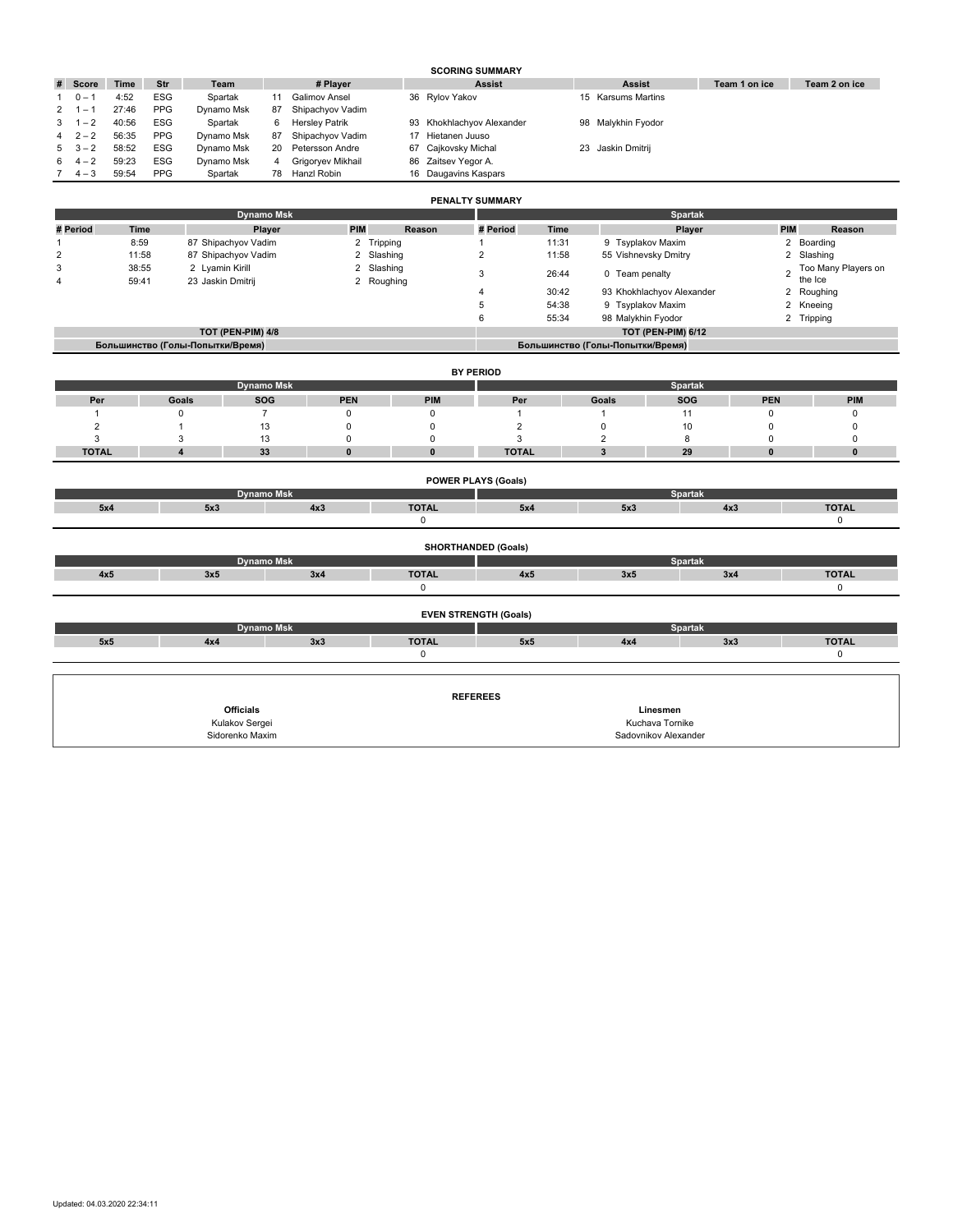## SCORING SUMMARY

| # | Score | Time | Str | Team | # Player | Assist | Assist | Team 1 on ice | Team 2 on ice |
|---|---|---|---|---|---|---|---|---|---|
| 1 | 0 – 1 | 4:52 | ESG | Spartak | 11 Galimov Ansel | 36 Rylov Yakov | 15 Karsums Martins | | |
| 2 | 1 – 1 | 27:46 | PPG | Dynamo Msk | 87 Shipachyov Vadim | | | | |
| 3 | 1 – 2 | 40:56 | ESG | Spartak | 6 Hersley Patrik | 93 Khokhlachyov Alexander | 98 Malykhin Fyodor | | |
| 4 | 2 – 2 | 56:35 | PPG | Dynamo Msk | 87 Shipachyov Vadim | 17 Hietanen Juuso | | | |
| 5 | 3 – 2 | 58:52 | ESG | Dynamo Msk | 20 Petersson Andre | 67 Cajkovsky Michal | 23 Jaskin Dmitrij | | |
| 6 | 4 – 2 | 59:23 | ESG | Dynamo Msk | 4 Grigoryev Mikhail | 86 Zaitsev Yegor A. | | | |
| 7 | 4 – 3 | 59:54 | PPG | Spartak | 78 Hanzl Robin | 16 Daugavins Kaspars | | | |

## PENALTY SUMMARY

| Dynamo Msk | | | | | Spartak | | | | |
|---|---|---|---|---|---|---|---|---|---|
| # Period | Time | Player | PIM | Reason | # Period | Time | Player | PIM | Reason |
| 1 | 8:59 | 87 Shipachyov Vadim | 2 | Tripping | 1 | 11:31 | 9 Tsyplakov Maxim | 2 | Boarding |
| 2 | 11:58 | 87 Shipachyov Vadim | 2 | Slashing | 2 | 11:58 | 55 Vishnevsky Dmitry | 2 | Slashing |
| 3 | 38:55 | 2 Lyamin Kirill | 2 | Slashing | 3 | 26:44 | 0 Team penalty | 2 | Too Many Players on the Ice |
| 4 | 59:41 | 23 Jaskin Dmitrij | 2 | Roughing | 4 | 30:42 | 93 Khokhlachyov Alexander | 2 | Roughing |
| | | | | | 5 | 54:38 | 9 Tsyplakov Maxim | 2 | Kneeing |
| | | | | | 6 | 55:34 | 98 Malykhin Fyodor | 2 | Tripping |
| TOT (PEN-PIM) 4/8 | | | | | TOT (PEN-PIM) 6/12 | | | | |
| Большинство (Голы-Попытки/Время) | | | | | Большинство (Голы-Попытки/Время) | | | | |

## BY PERIOD

| Dynamo Msk | | | | | Spartak | | | | |
|---|---|---|---|---|---|---|---|---|---|
| Per | Goals | SOG | PEN | PIM | Per | Goals | SOG | PEN | PIM |
| 1 | 0 | 7 | 0 | 0 | 1 | 1 | 11 | 0 | 0 |
| 2 | 1 | 13 | 0 | 0 | 2 | 0 | 10 | 0 | 0 |
| 3 | 3 | 13 | 0 | 0 | 3 | 2 | 8 | 0 | 0 |
| **TOTAL** | **4** | **33** | **0** | **0** | **TOTAL** | **3** | **29** | **0** | **0** |

## POWER PLAYS (Goals)

| Dynamo Msk | | | | Spartak | | | |
|---|---|---|---|---|---|---|---|
| 5x4 | 5x3 | 4x3 | TOTAL | 5x4 | 5x3 | 4x3 | TOTAL |
| | | | 0 | | | | 0 |

## SHORTHANDED (Goals)

| Dynamo Msk | | | | Spartak | | | |
|---|---|---|---|---|---|---|---|
| 4x5 | 3x5 | 3x4 | TOTAL | 4x5 | 3x5 | 3x4 | TOTAL |
| | | | 0 | | | | 0 |

## EVEN STRENGTH (Goals)

| Dynamo Msk | | | | Spartak | | | |
|---|---|---|---|---|---|---|---|
| 5x5 | 4x4 | 3x3 | TOTAL | 5x5 | 4x4 | 3x3 | TOTAL |
| | | | 0 | | | | 0 |

## REFEREES

| Officials | Linesmen |
|---|---|
| Kulakov Sergei | Kuchava Tornike |
| Sidorenko Maxim | Sadovnikov Alexander |

Updated: 04.03.2020 22:34:11